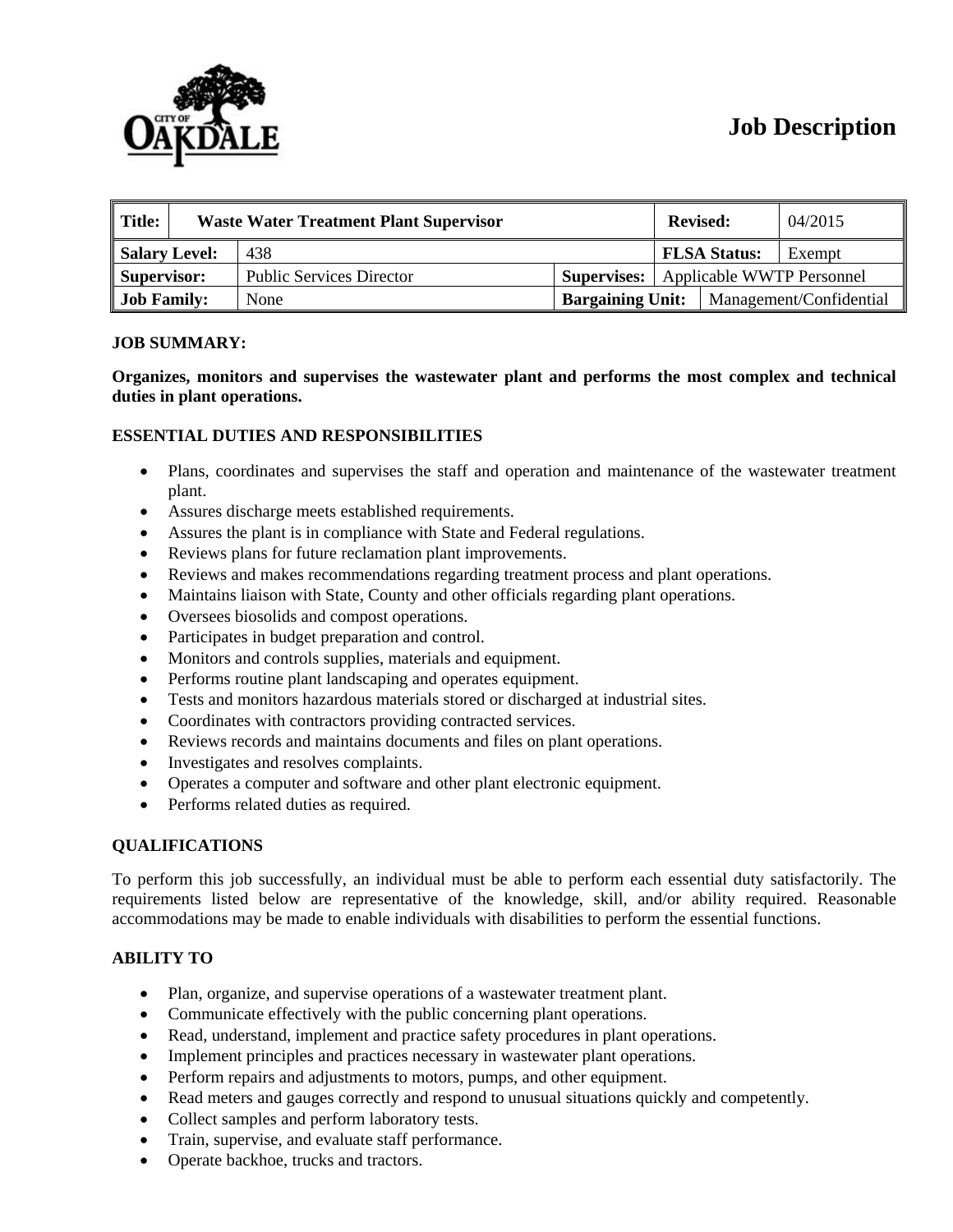# Job Description

| Title: | Waste Water Treatment Plant Supervisor | | Revised: | 04/2015 |
|---|---|---|---|---|
| Salary Level: | 438 | | FLSA Status: | Exempt |
| Supervisor: | Public Services Director | Supervises: | Applicable WWTP Personnel | |
| Job Family: | None | Bargaining Unit: | Management/Confidential | |

**JOB SUMMARY:**

**Organizes, monitors and supervises the wastewater plant and performs the most complex and technical duties in plant operations.**

**ESSENTIAL DUTIES AND RESPONSIBILITIES**

- Plans, coordinates and supervises the staff and operation and maintenance of the wastewater treatment plant.
- Assures discharge meets established requirements.
- Assures the plant is in compliance with State and Federal regulations.
- Reviews plans for future reclamation plant improvements.
- Reviews and makes recommendations regarding treatment process and plant operations.
- Maintains liaison with State, County and other officials regarding plant operations.
- Oversees biosolids and compost operations.
- Participates in budget preparation and control.
- Monitors and controls supplies, materials and equipment.
- Performs routine plant landscaping and operates equipment.
- Tests and monitors hazardous materials stored or discharged at industrial sites.
- Coordinates with contractors providing contracted services.
- Reviews records and maintains documents and files on plant operations.
- Investigates and resolves complaints.
- Operates a computer and software and other plant electronic equipment.
- Performs related duties as required.

**QUALIFICATIONS**

To perform this job successfully, an individual must be able to perform each essential duty satisfactorily. The requirements listed below are representative of the knowledge, skill, and/or ability required. Reasonable accommodations may be made to enable individuals with disabilities to perform the essential functions.

**ABILITY TO**

- Plan, organize, and supervise operations of a wastewater treatment plant.
- Communicate effectively with the public concerning plant operations.
- Read, understand, implement and practice safety procedures in plant operations.
- Implement principles and practices necessary in wastewater plant operations.
- Perform repairs and adjustments to motors, pumps, and other equipment.
- Read meters and gauges correctly and respond to unusual situations quickly and competently.
- Collect samples and perform laboratory tests.
- Train, supervise, and evaluate staff performance.
- Operate backhoe, trucks and tractors.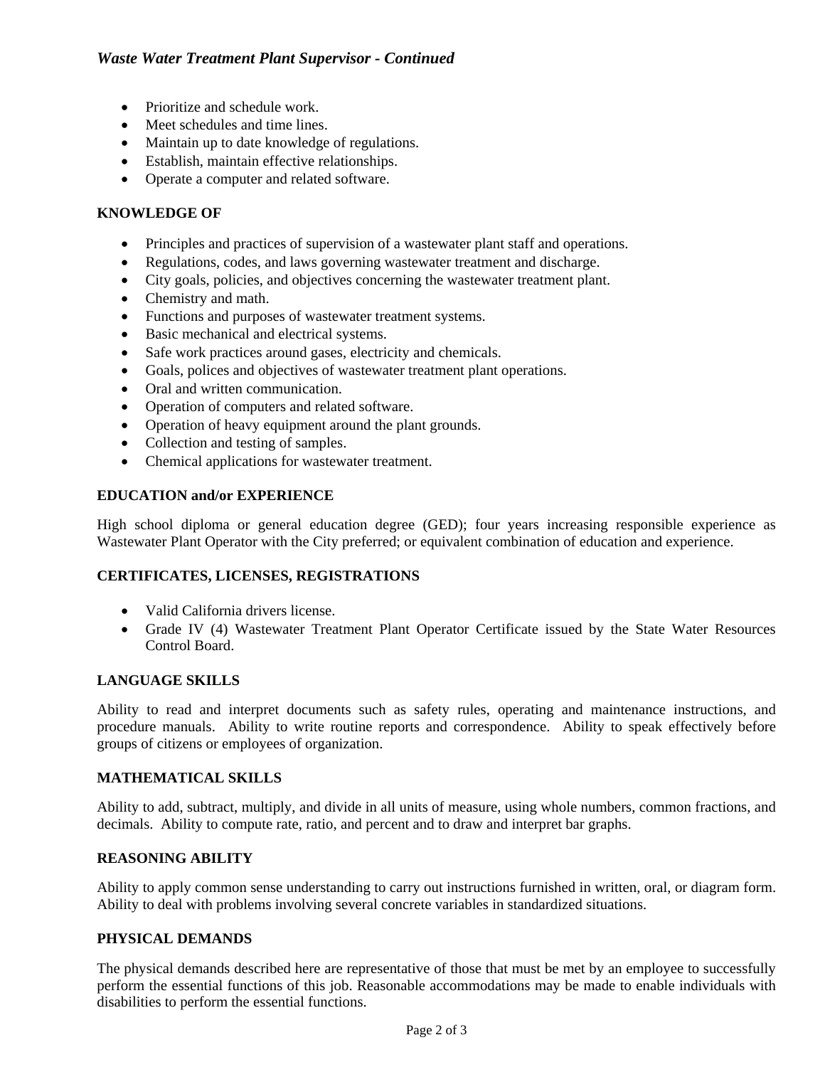- Prioritize and schedule work.
- Meet schedules and time lines.
- Maintain up to date knowledge of regulations.
- Establish, maintain effective relationships.
- Operate a computer and related software.

**KNOWLEDGE OF**

- Principles and practices of supervision of a wastewater plant staff and operations.
- Regulations, codes, and laws governing wastewater treatment and discharge.
- City goals, policies, and objectives concerning the wastewater treatment plant.
- Chemistry and math.
- Functions and purposes of wastewater treatment systems.
- Basic mechanical and electrical systems.
- Safe work practices around gases, electricity and chemicals.
- Goals, polices and objectives of wastewater treatment plant operations.
- Oral and written communication.
- Operation of computers and related software.
- Operation of heavy equipment around the plant grounds.
- Collection and testing of samples.
- Chemical applications for wastewater treatment.

**EDUCATION and/or EXPERIENCE**

High school diploma or general education degree (GED); four years increasing responsible experience as Wastewater Plant Operator with the City preferred; or equivalent combination of education and experience.

**CERTIFICATES, LICENSES, REGISTRATIONS**

- Valid California drivers license.
- Grade IV (4) Wastewater Treatment Plant Operator Certificate issued by the State Water Resources Control Board.

**LANGUAGE SKILLS**

Ability to read and interpret documents such as safety rules, operating and maintenance instructions, and procedure manuals. Ability to write routine reports and correspondence. Ability to speak effectively before groups of citizens or employees of organization.

**MATHEMATICAL SKILLS**

Ability to add, subtract, multiply, and divide in all units of measure, using whole numbers, common fractions, and decimals. Ability to compute rate, ratio, and percent and to draw and interpret bar graphs.

**REASONING ABILITY**

Ability to apply common sense understanding to carry out instructions furnished in written, oral, or diagram form. Ability to deal with problems involving several concrete variables in standardized situations.

**PHYSICAL DEMANDS**

The physical demands described here are representative of those that must be met by an employee to successfully perform the essential functions of this job. Reasonable accommodations may be made to enable individuals with disabilities to perform the essential functions.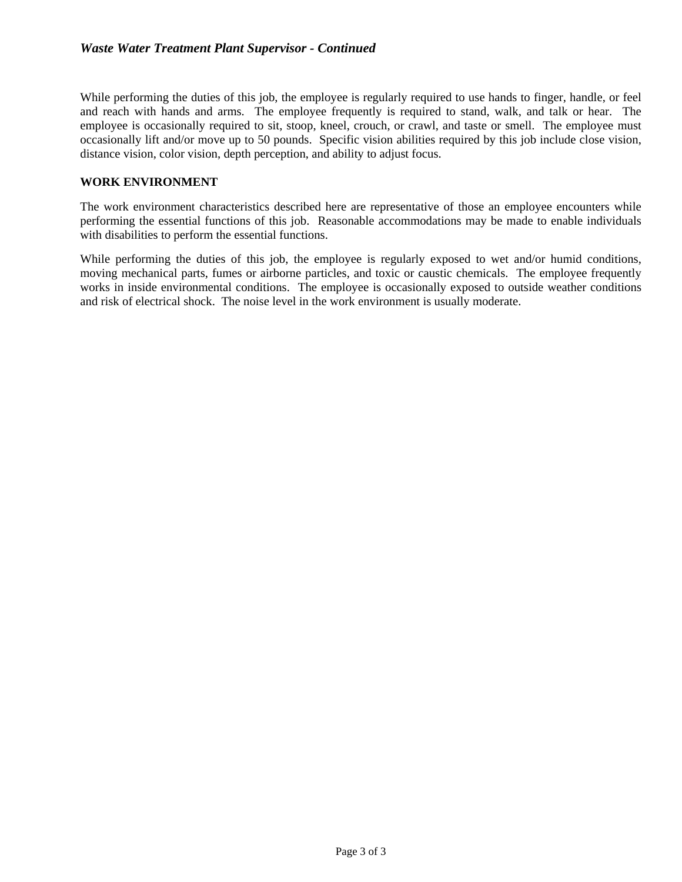While performing the duties of this job, the employee is regularly required to use hands to finger, handle, or feel and reach with hands and arms. The employee frequently is required to stand, walk, and talk or hear. The employee is occasionally required to sit, stoop, kneel, crouch, or crawl, and taste or smell. The employee must occasionally lift and/or move up to 50 pounds. Specific vision abilities required by this job include close vision, distance vision, color vision, depth perception, and ability to adjust focus.

**WORK ENVIRONMENT**

The work environment characteristics described here are representative of those an employee encounters while performing the essential functions of this job. Reasonable accommodations may be made to enable individuals with disabilities to perform the essential functions.

While performing the duties of this job, the employee is regularly exposed to wet and/or humid conditions, moving mechanical parts, fumes or airborne particles, and toxic or caustic chemicals. The employee frequently works in inside environmental conditions. The employee is occasionally exposed to outside weather conditions and risk of electrical shock. The noise level in the work environment is usually moderate.